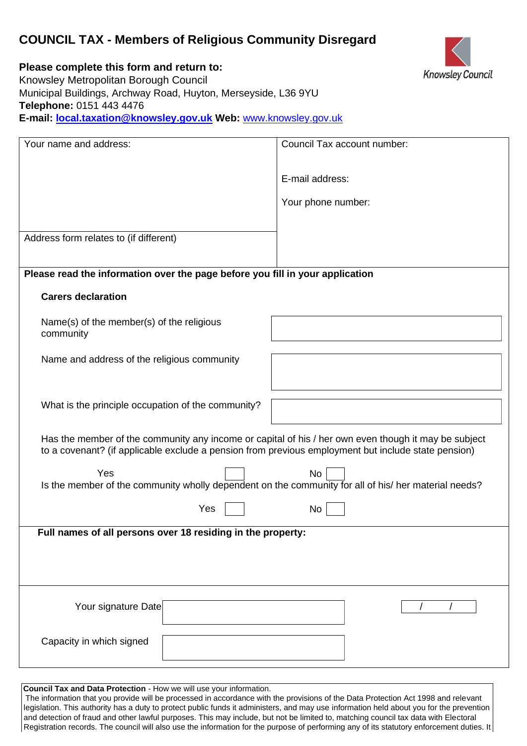# COUNCIL TAX - Members of Religious Community Disregard

Knowsley Council

**Please complete this form and return to:**
Knowsley Metropolitan Borough Council
Municipal Buildings, Archway Road, Huyton, Merseyside, L36 9YU
**Telephone:** 0151 443 4476
**E-mail:** **local.taxation@knowsley.gov.uk** **Web:** www.knowsley.gov.uk

| Your name and address: | Council Tax account number: |
|---|---|
| | E-mail address: |
| | Your phone number: |
| Address form relates to (if different) | |

**Please read the information over the page before you fill in your application**

**Carers declaration**

Name(s) of the member(s) of the religious community

Name and address of the religious community

What is the principle occupation of the community?

Has the member of the community any income or capital of his / her own even though it may be subject to a covenant? (if applicable exclude a pension from previous employment but include state pension)

Yes ☐ No ☐

Is the member of the community wholly dependent on the community for all of his/ her material needs?

Yes ☐ No ☐

**Full names of all persons over 18 residing in the property:**

Your signature Date / /

Capacity in which signed

**Council Tax and Data Protection** - How we will use your information.
The information that you provide will be processed in accordance with the provisions of the Data Protection Act 1998 and relevant legislation. This authority has a duty to protect public funds it administers, and may use information held about you for the prevention and detection of fraud and other lawful purposes. This may include, but not be limited to, matching council tax data with Electoral Registration records. The council will also use the information for the purpose of performing any of its statutory enforcement duties. It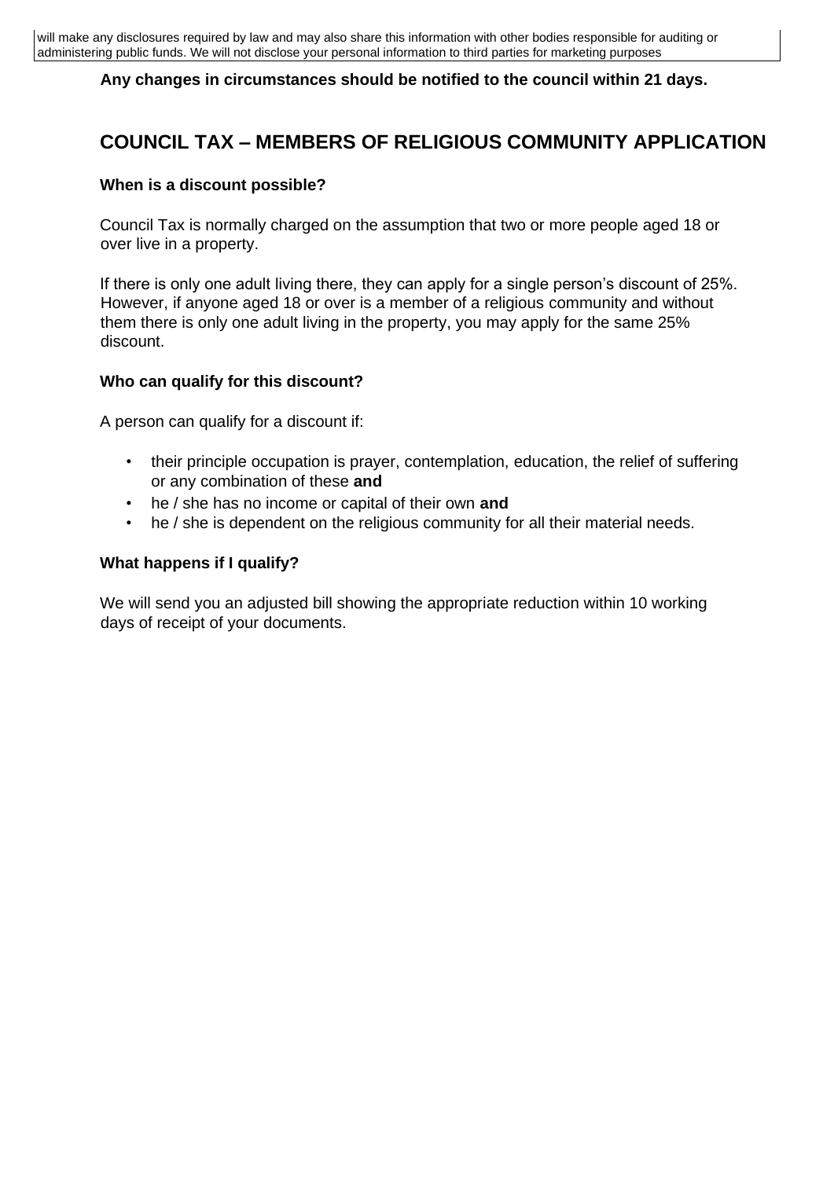will make any disclosures required by law and may also share this information with other bodies responsible for auditing or administering public funds. We will not disclose your personal information to third parties for marketing purposes

**Any changes in circumstances should be notified to the council within 21 days.**

## COUNCIL TAX – MEMBERS OF RELIGIOUS COMMUNITY APPLICATION

### When is a discount possible?

Council Tax is normally charged on the assumption that two or more people aged 18 or over live in a property.

If there is only one adult living there, they can apply for a single person's discount of 25%. However, if anyone aged 18 or over is a member of a religious community and without them there is only one adult living in the property, you may apply for the same 25% discount.

### Who can qualify for this discount?

A person can qualify for a discount if:

- their principle occupation is prayer, contemplation, education, the relief of suffering or any combination of these **and**
- he / she has no income or capital of their own **and**
- he / she is dependent on the religious community for all their material needs.

### What happens if I qualify?

We will send you an adjusted bill showing the appropriate reduction within 10 working days of receipt of your documents.